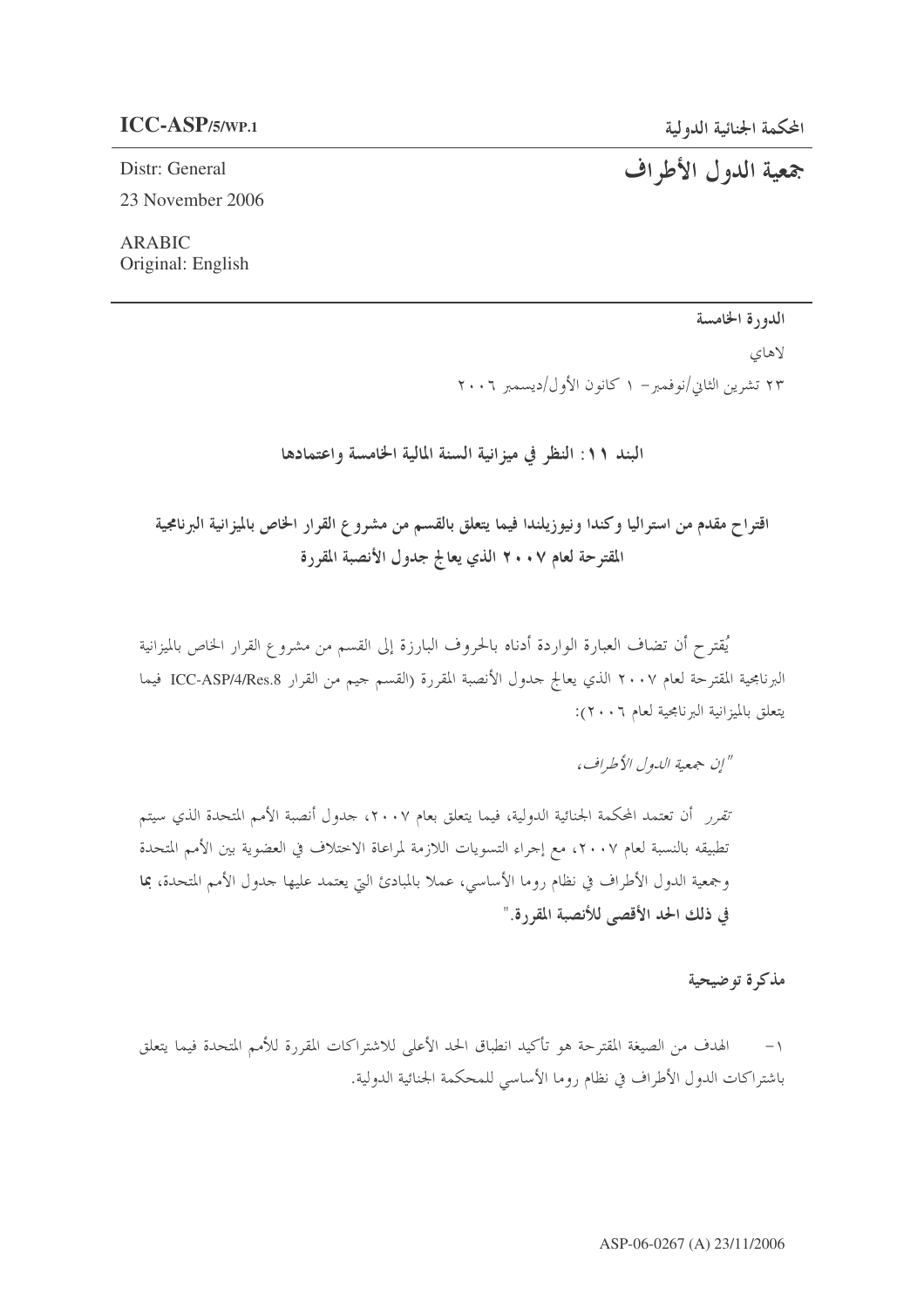**ICC-ASP/5/WP.1**

Distr: General

23 November 2006

ARABIC
Original: English

المحكمة الجنائية الدولية

# جمعية الدول الأطراف

---

الدورة الخامسة

لاهاي

٢٣ تشرين الثاني/نوفمبر– ١ كانون الأول/ديسمبر ٢٠٠٦

## البند ١١: النظر في ميزانية السنة المالية الخامسة واعتمادها

## اقتراح مقدم من استراليا وكندا ونيوزيلندا فيما يتعلق بالقسم من مشروع القرار الخاص بالميزانية البرنامجية المقترحة لعام ٢٠٠٧ الذي يعالج جدول الأنصبة المقررة

يُقترح أن تضاف العبارة الواردة أدناه بالحروف البارزة إلى القسم من مشروع القرار الخاص بالميزانية البرنامجية المقترحة لعام ٢٠٠٧ الذي يعالج جدول الأنصبة المقررة (القسم جيم من القرار ICC-ASP/4/Res.8 فيما يتعلق بالميزانية البرنامجية لعام ٢٠٠٦):

"*إن جمعية الدول الأطراف،*

*تقرر* أن تعتمد المحكمة الجنائية الدولية، فيما يتعلق بعام ٢٠٠٧، جدول أنصبة الأمم المتحدة الذي سيتم تطبيقه بالنسبة لعام ٢٠٠٧، مع إجراء التسويات اللازمة لمراعاة الاختلاف في العضوية بين الأمم المتحدة وجمعية الدول الأطراف في نظام روما الأساسي، عملا بالمبادئ التي يعتمد عليها جدول الأمم المتحدة، **بما في ذلك الحد الأقصى للأنصبة المقررة**."

### مذكرة توضيحية

١- الهدف من الصيغة المقترحة هو تأكيد انطباق الحد الأعلى للاشتراكات المقررة للأمم المتحدة فيما يتعلق باشتراكات الدول الأطراف في نظام روما الأساسي للمحكمة الجنائية الدولية.

ASP-06-0267 (A) 23/11/2006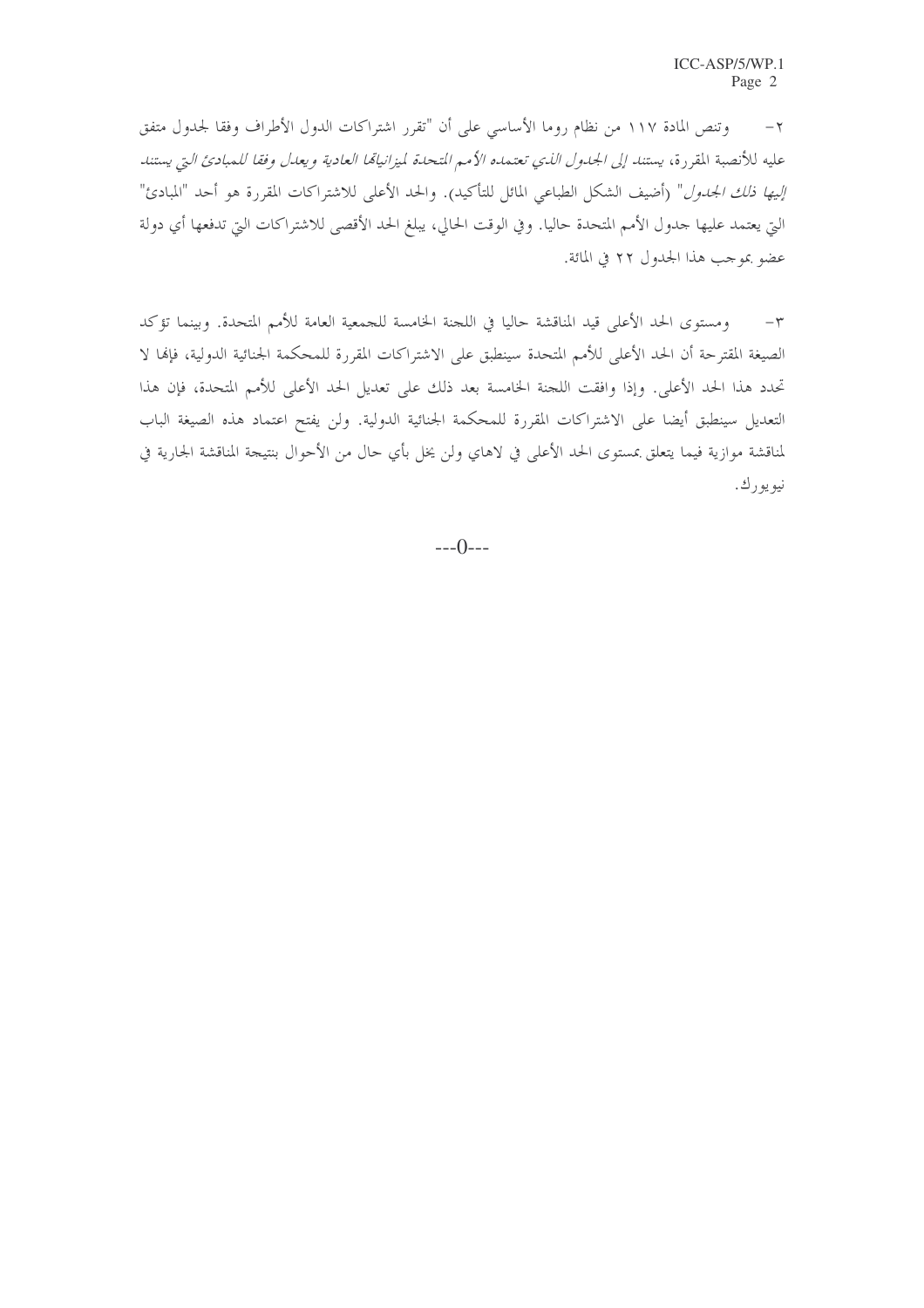٢- وتنص المادة ١١٧ من نظام روما الأساسي على أن "تقرر اشتراكات الدول الأطراف وفقا لجدول متفق عليه للأنصبة المقررة، *يستند إلى الجدول الذي تعتمده الأمم المتحدة لميزانياتها العادية ويعدل وفقا للمبادئ التي يستند إليها ذلك الجدول*" (أضيف الشكل الطباعي المائل للتأكيد). والحد الأعلى للاشتراكات المقررة هو أحد "المبادئ" التي يعتمد عليها جدول الأمم المتحدة حاليا. وفي الوقت الحالي، يبلغ الحد الأقصى للاشتراكات التي تدفعها أي دولة عضو بموجب هذا الجدول ٢٢ في المائة.

٣- ومستوى الحد الأعلى قيد المناقشة حاليا في اللجنة الخامسة للجمعية العامة للأمم المتحدة. وبينما تؤكد الصيغة المقترحة أن الحد الأعلى للأمم المتحدة سينطبق على الاشتراكات المقررة للمحكمة الجنائية الدولية، فإنها لا تحدد هذا الحد الأعلى. وإذا وافقت اللجنة الخامسة بعد ذلك على تعديل الحد الأعلى للأمم المتحدة، فإن هذا التعديل سينطبق أيضا على الاشتراكات المقررة للمحكمة الجنائية الدولية. ولن يفتح اعتماد هذه الصيغة الباب لمناقشة موازية فيما يتعلق بمستوى الحد الأعلى في لاهاي ولن يخل بأي حال من الأحوال بنتيجة المناقشة الجارية في نيويورك.

---0---